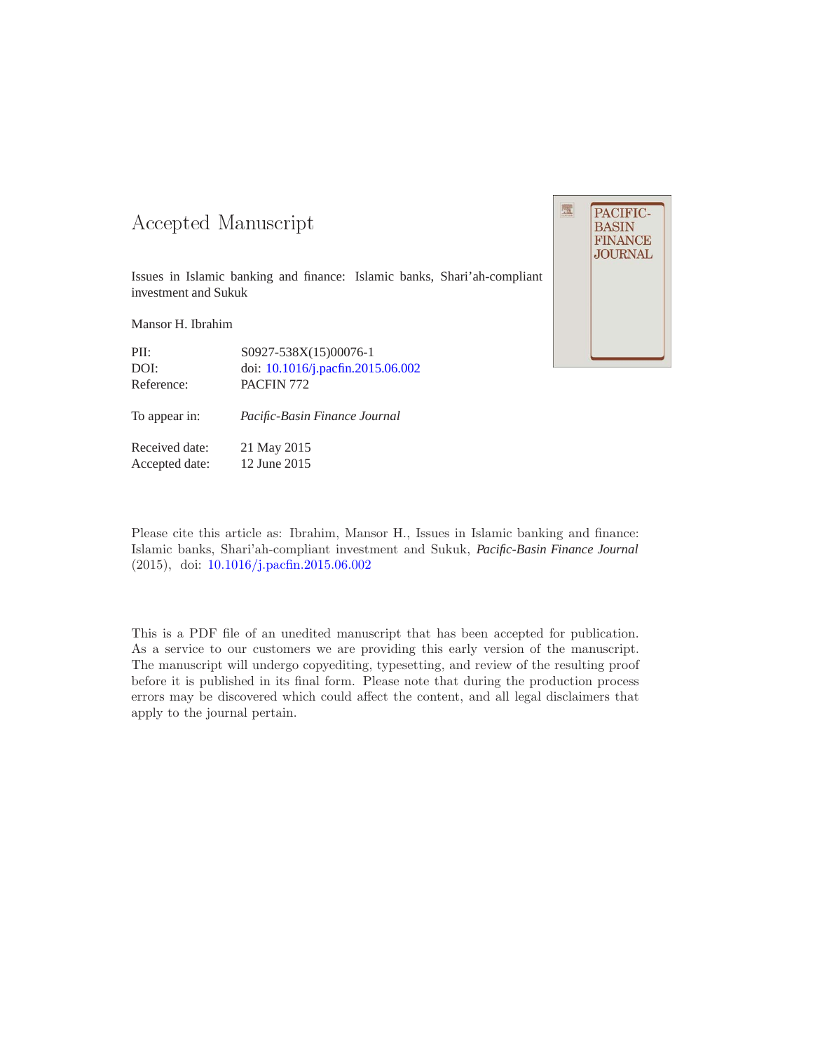# Accepted Manuscript

Issues in Islamic banking and finance: Islamic banks, Shari'ah-compliant investment and Sukuk

Mansor H. Ibrahim

| | |
|---|---|
| PII: | S0927-538X(15)00076-1 |
| DOI: | doi: 10.1016/j.pacfin.2015.06.002 |
| Reference: | PACFIN 772 |

To appear in: *Pacific-Basin Finance Journal*

| | |
|---|---|
| Received date: | 21 May 2015 |
| Accepted date: | 12 June 2015 |

Please cite this article as: Ibrahim, Mansor H., Issues in Islamic banking and finance: Islamic banks, Shari'ah-compliant investment and Sukuk, *Pacific-Basin Finance Journal* (2015), doi: 10.1016/j.pacfin.2015.06.002

This is a PDF file of an unedited manuscript that has been accepted for publication. As a service to our customers we are providing this early version of the manuscript. The manuscript will undergo copyediting, typesetting, and review of the resulting proof before it is published in its final form. Please note that during the production process errors may be discovered which could affect the content, and all legal disclaimers that apply to the journal pertain.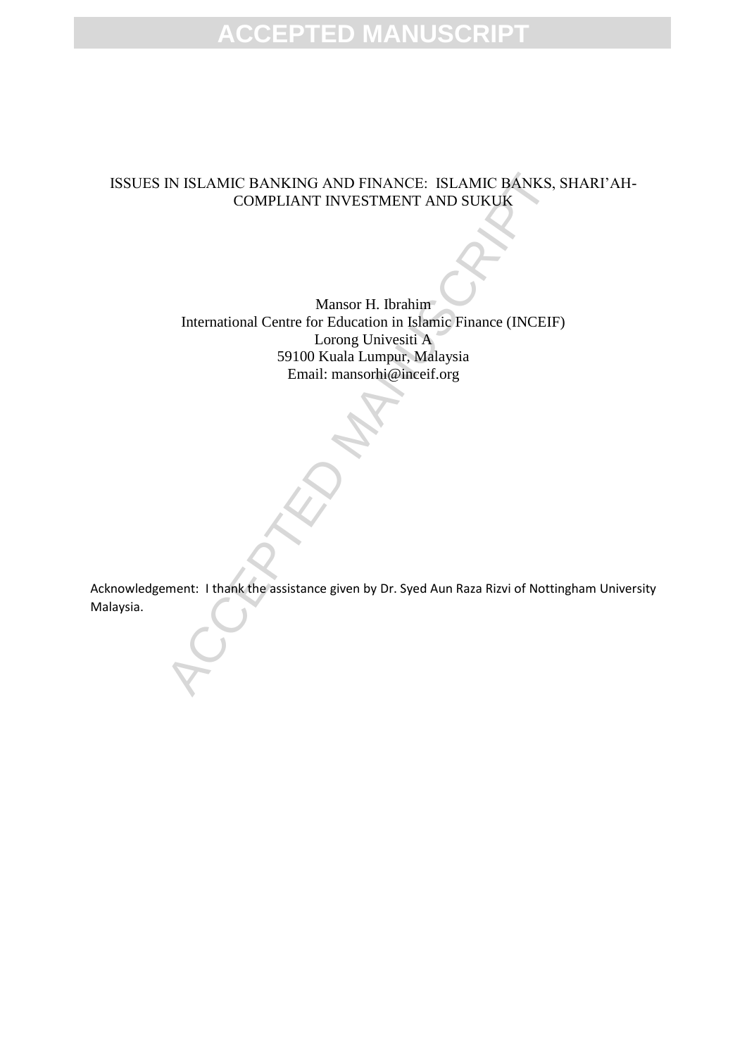# ISSUES IN ISLAMIC BANKING AND FINANCE: ISLAMIC BANKS, SHARI'AH-COMPLIANT INVESTMENT AND SUKUK

Mansor H. Ibrahim
International Centre for Education in Islamic Finance (INCEIF)
Lorong Univesiti A
59100 Kuala Lumpur, Malaysia
Email: mansorhi@inceif.org

Acknowledgement: I thank the assistance given by Dr. Syed Aun Raza Rizvi of Nottingham University Malaysia.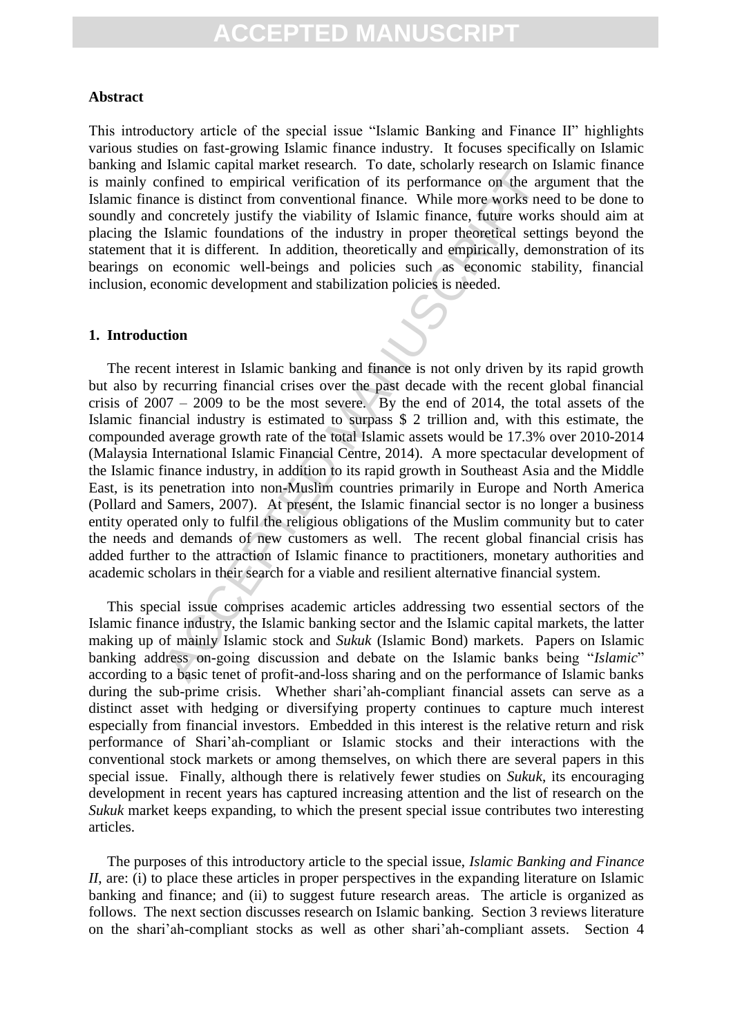## Abstract

This introductory article of the special issue "Islamic Banking and Finance II" highlights various studies on fast-growing Islamic finance industry. It focuses specifically on Islamic banking and Islamic capital market research. To date, scholarly research on Islamic finance is mainly confined to empirical verification of its performance on the argument that the Islamic finance is distinct from conventional finance. While more works need to be done to soundly and concretely justify the viability of Islamic finance, future works should aim at placing the Islamic foundations of the industry in proper theoretical settings beyond the statement that it is different. In addition, theoretically and empirically, demonstration of its bearings on economic well-beings and policies such as economic stability, financial inclusion, economic development and stabilization policies is needed.

## 1. Introduction

The recent interest in Islamic banking and finance is not only driven by its rapid growth but also by recurring financial crises over the past decade with the recent global financial crisis of 2007 – 2009 to be the most severe. By the end of 2014, the total assets of the Islamic financial industry is estimated to surpass $ 2 trillion and, with this estimate, the compounded average growth rate of the total Islamic assets would be 17.3% over 2010-2014 (Malaysia International Islamic Financial Centre, 2014). A more spectacular development of the Islamic finance industry, in addition to its rapid growth in Southeast Asia and the Middle East, is its penetration into non-Muslim countries primarily in Europe and North America (Pollard and Samers, 2007). At present, the Islamic financial sector is no longer a business entity operated only to fulfil the religious obligations of the Muslim community but to cater the needs and demands of new customers as well. The recent global financial crisis has added further to the attraction of Islamic finance to practitioners, monetary authorities and academic scholars in their search for a viable and resilient alternative financial system.

This special issue comprises academic articles addressing two essential sectors of the Islamic finance industry, the Islamic banking sector and the Islamic capital markets, the latter making up of mainly Islamic stock and *Sukuk* (Islamic Bond) markets. Papers on Islamic banking address on-going discussion and debate on the Islamic banks being "*Islamic*" according to a basic tenet of profit-and-loss sharing and on the performance of Islamic banks during the sub-prime crisis. Whether shari'ah-compliant financial assets can serve as a distinct asset with hedging or diversifying property continues to capture much interest especially from financial investors. Embedded in this interest is the relative return and risk performance of Shari'ah-compliant or Islamic stocks and their interactions with the conventional stock markets or among themselves, on which there are several papers in this special issue. Finally, although there is relatively fewer studies on *Sukuk*, its encouraging development in recent years has captured increasing attention and the list of research on the *Sukuk* market keeps expanding, to which the present special issue contributes two interesting articles.

The purposes of this introductory article to the special issue, *Islamic Banking and Finance II*, are: (i) to place these articles in proper perspectives in the expanding literature on Islamic banking and finance; and (ii) to suggest future research areas. The article is organized as follows. The next section discusses research on Islamic banking. Section 3 reviews literature on the shari'ah-compliant stocks as well as other shari'ah-compliant assets. Section 4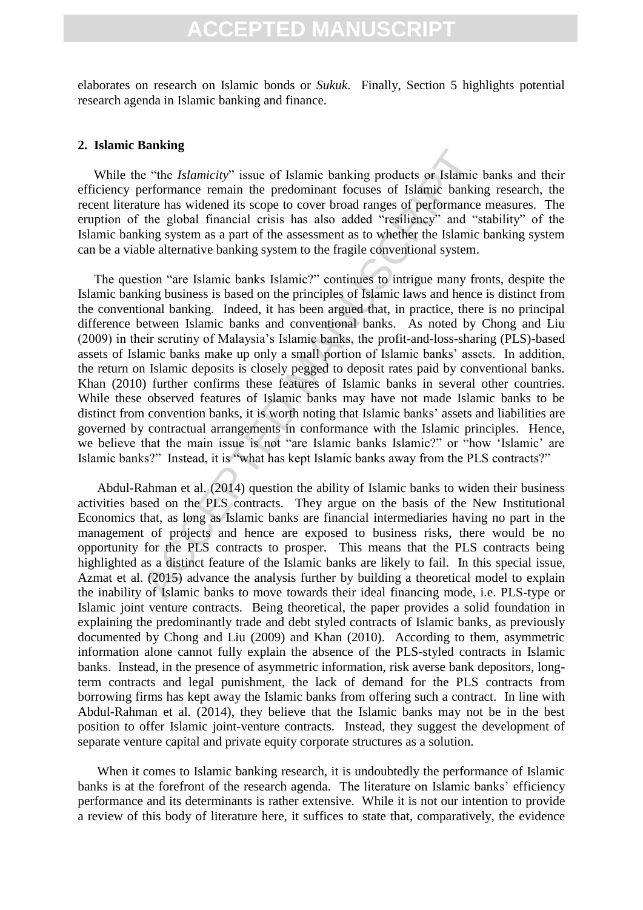elaborates on research on Islamic bonds or *Sukuk*. Finally, Section 5 highlights potential research agenda in Islamic banking and finance.

## 2. Islamic Banking

While the "the *Islamicity*" issue of Islamic banking products or Islamic banks and their efficiency performance remain the predominant focuses of Islamic banking research, the recent literature has widened its scope to cover broad ranges of performance measures. The eruption of the global financial crisis has also added "resiliency" and "stability" of the Islamic banking system as a part of the assessment as to whether the Islamic banking system can be a viable alternative banking system to the fragile conventional system.

The question "are Islamic banks Islamic?" continues to intrigue many fronts, despite the Islamic banking business is based on the principles of Islamic laws and hence is distinct from the conventional banking. Indeed, it has been argued that, in practice, there is no principal difference between Islamic banks and conventional banks. As noted by Chong and Liu (2009) in their scrutiny of Malaysia's Islamic banks, the profit-and-loss-sharing (PLS)-based assets of Islamic banks make up only a small portion of Islamic banks' assets. In addition, the return on Islamic deposits is closely pegged to deposit rates paid by conventional banks. Khan (2010) further confirms these features of Islamic banks in several other countries. While these observed features of Islamic banks may have not made Islamic banks to be distinct from convention banks, it is worth noting that Islamic banks' assets and liabilities are governed by contractual arrangements in conformance with the Islamic principles. Hence, we believe that the main issue is not "are Islamic banks Islamic?" or "how 'Islamic' are Islamic banks?" Instead, it is "what has kept Islamic banks away from the PLS contracts?"

Abdul-Rahman et al. (2014) question the ability of Islamic banks to widen their business activities based on the PLS contracts. They argue on the basis of the New Institutional Economics that, as long as Islamic banks are financial intermediaries having no part in the management of projects and hence are exposed to business risks, there would be no opportunity for the PLS contracts to prosper. This means that the PLS contracts being highlighted as a distinct feature of the Islamic banks are likely to fail. In this special issue, Azmat et al. (2015) advance the analysis further by building a theoretical model to explain the inability of Islamic banks to move towards their ideal financing mode, i.e. PLS-type or Islamic joint venture contracts. Being theoretical, the paper provides a solid foundation in explaining the predominantly trade and debt styled contracts of Islamic banks, as previously documented by Chong and Liu (2009) and Khan (2010). According to them, asymmetric information alone cannot fully explain the absence of the PLS-styled contracts in Islamic banks. Instead, in the presence of asymmetric information, risk averse bank depositors, long-term contracts and legal punishment, the lack of demand for the PLS contracts from borrowing firms has kept away the Islamic banks from offering such a contract. In line with Abdul-Rahman et al. (2014), they believe that the Islamic banks may not be in the best position to offer Islamic joint-venture contracts. Instead, they suggest the development of separate venture capital and private equity corporate structures as a solution.

When it comes to Islamic banking research, it is undoubtedly the performance of Islamic banks is at the forefront of the research agenda. The literature on Islamic banks' efficiency performance and its determinants is rather extensive. While it is not our intention to provide a review of this body of literature here, it suffices to state that, comparatively, the evidence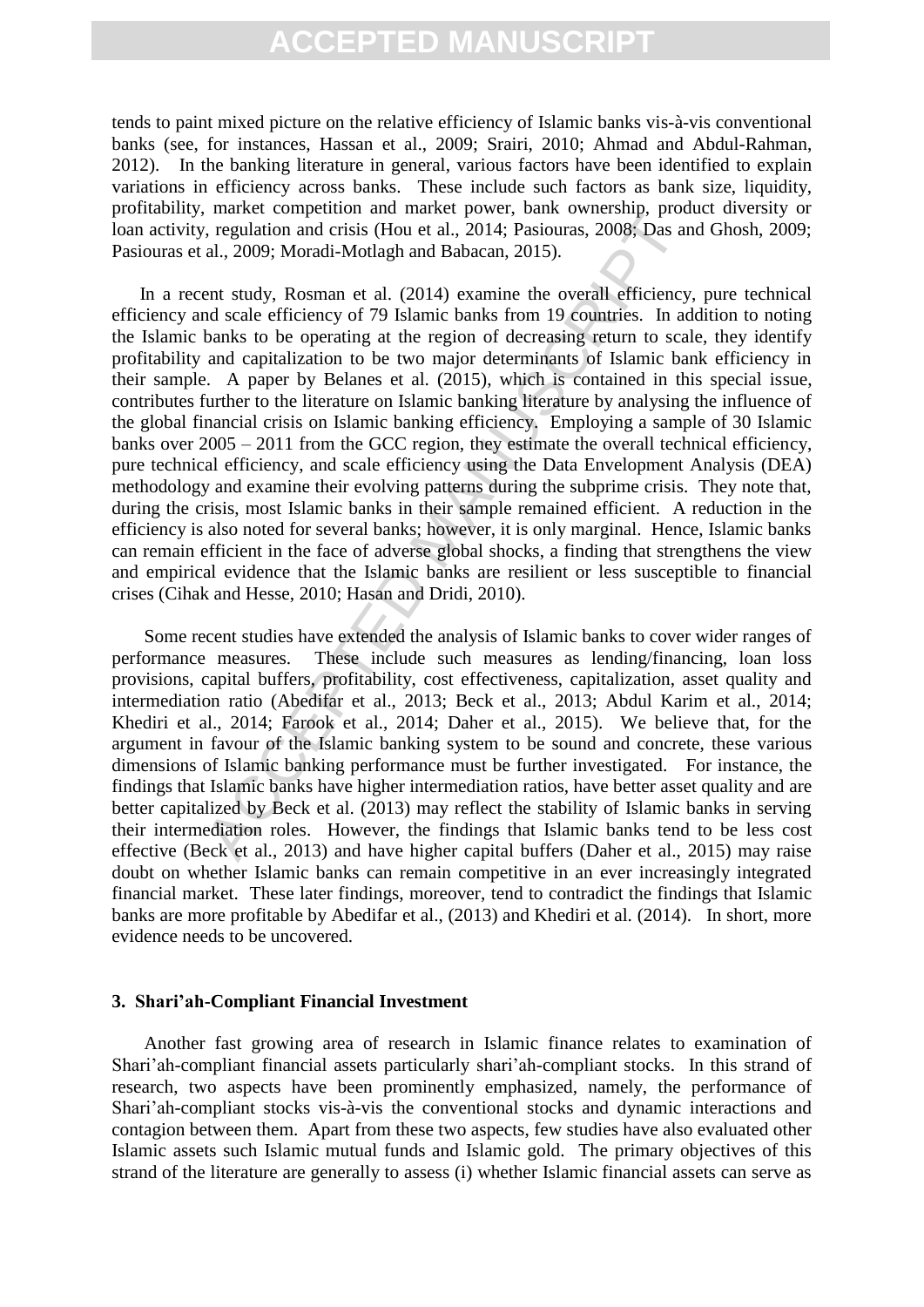tends to paint mixed picture on the relative efficiency of Islamic banks vis-à-vis conventional banks (see, for instances, Hassan et al., 2009; Srairi, 2010; Ahmad and Abdul-Rahman, 2012). In the banking literature in general, various factors have been identified to explain variations in efficiency across banks. These include such factors as bank size, liquidity, profitability, market competition and market power, bank ownership, product diversity or loan activity, regulation and crisis (Hou et al., 2014; Pasiouras, 2008; Das and Ghosh, 2009; Pasiouras et al., 2009; Moradi-Motlagh and Babacan, 2015).

In a recent study, Rosman et al. (2014) examine the overall efficiency, pure technical efficiency and scale efficiency of 79 Islamic banks from 19 countries. In addition to noting the Islamic banks to be operating at the region of decreasing return to scale, they identify profitability and capitalization to be two major determinants of Islamic bank efficiency in their sample. A paper by Belanes et al. (2015), which is contained in this special issue, contributes further to the literature on Islamic banking literature by analysing the influence of the global financial crisis on Islamic banking efficiency. Employing a sample of 30 Islamic banks over 2005 – 2011 from the GCC region, they estimate the overall technical efficiency, pure technical efficiency, and scale efficiency using the Data Envelopment Analysis (DEA) methodology and examine their evolving patterns during the subprime crisis. They note that, during the crisis, most Islamic banks in their sample remained efficient. A reduction in the efficiency is also noted for several banks; however, it is only marginal. Hence, Islamic banks can remain efficient in the face of adverse global shocks, a finding that strengthens the view and empirical evidence that the Islamic banks are resilient or less susceptible to financial crises (Cihak and Hesse, 2010; Hasan and Dridi, 2010).

Some recent studies have extended the analysis of Islamic banks to cover wider ranges of performance measures. These include such measures as lending/financing, loan loss provisions, capital buffers, profitability, cost effectiveness, capitalization, asset quality and intermediation ratio (Abedifar et al., 2013; Beck et al., 2013; Abdul Karim et al., 2014; Khediri et al., 2014; Farook et al., 2014; Daher et al., 2015). We believe that, for the argument in favour of the Islamic banking system to be sound and concrete, these various dimensions of Islamic banking performance must be further investigated. For instance, the findings that Islamic banks have higher intermediation ratios, have better asset quality and are better capitalized by Beck et al. (2013) may reflect the stability of Islamic banks in serving their intermediation roles. However, the findings that Islamic banks tend to be less cost effective (Beck et al., 2013) and have higher capital buffers (Daher et al., 2015) may raise doubt on whether Islamic banks can remain competitive in an ever increasingly integrated financial market. These later findings, moreover, tend to contradict the findings that Islamic banks are more profitable by Abedifar et al., (2013) and Khediri et al. (2014). In short, more evidence needs to be uncovered.

## 3. Shari'ah-Compliant Financial Investment

Another fast growing area of research in Islamic finance relates to examination of Shari'ah-compliant financial assets particularly shari'ah-compliant stocks. In this strand of research, two aspects have been prominently emphasized, namely, the performance of Shari'ah-compliant stocks vis-à-vis the conventional stocks and dynamic interactions and contagion between them. Apart from these two aspects, few studies have also evaluated other Islamic assets such Islamic mutual funds and Islamic gold. The primary objectives of this strand of the literature are generally to assess (i) whether Islamic financial assets can serve as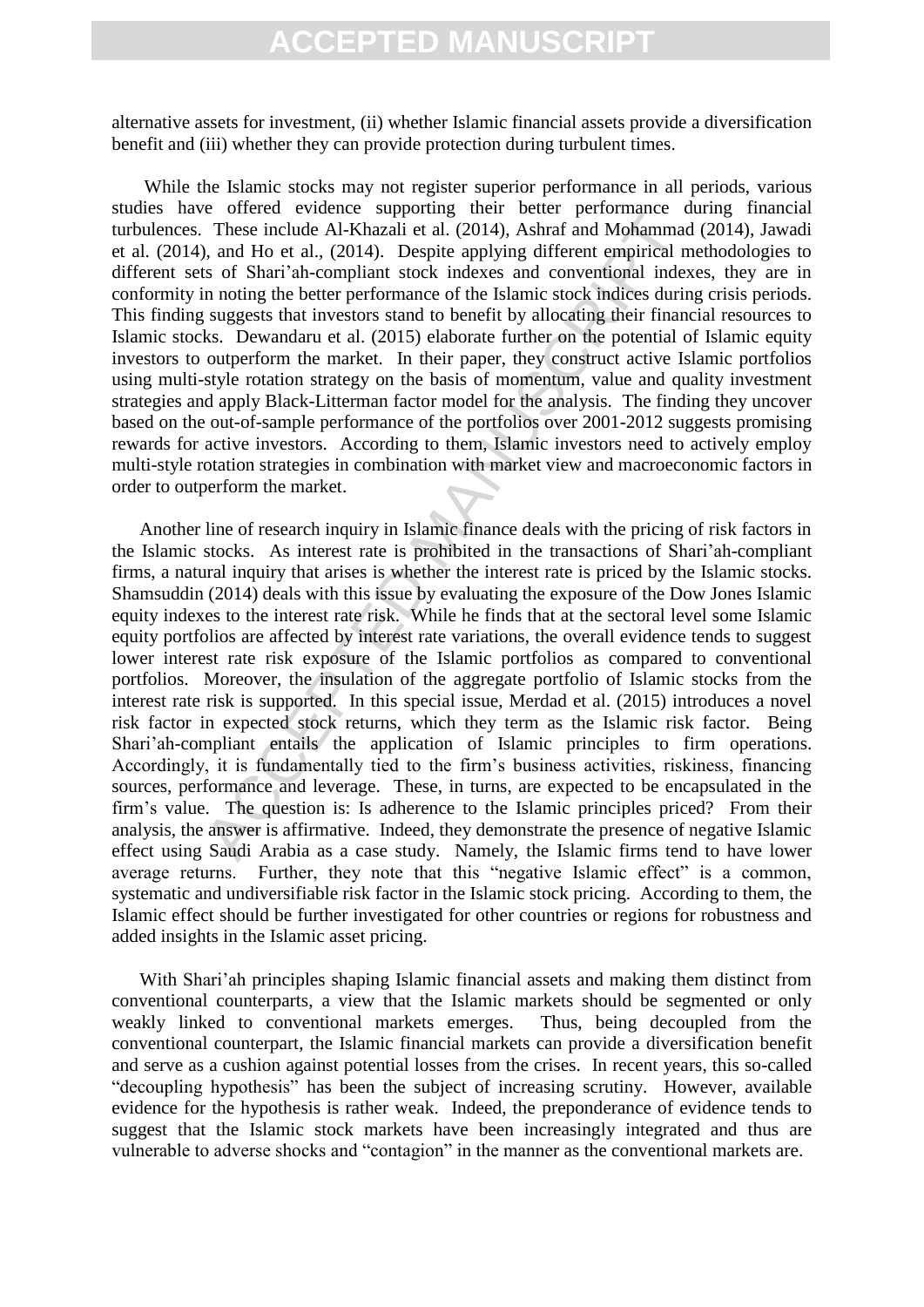alternative assets for investment, (ii) whether Islamic financial assets provide a diversification benefit and (iii) whether they can provide protection during turbulent times.

While the Islamic stocks may not register superior performance in all periods, various studies have offered evidence supporting their better performance during financial turbulences. These include Al-Khazali et al. (2014), Ashraf and Mohammad (2014), Jawadi et al. (2014), and Ho et al., (2014). Despite applying different empirical methodologies to different sets of Shari'ah-compliant stock indexes and conventional indexes, they are in conformity in noting the better performance of the Islamic stock indices during crisis periods. This finding suggests that investors stand to benefit by allocating their financial resources to Islamic stocks. Dewandaru et al. (2015) elaborate further on the potential of Islamic equity investors to outperform the market. In their paper, they construct active Islamic portfolios using multi-style rotation strategy on the basis of momentum, value and quality investment strategies and apply Black-Litterman factor model for the analysis. The finding they uncover based on the out-of-sample performance of the portfolios over 2001-2012 suggests promising rewards for active investors. According to them, Islamic investors need to actively employ multi-style rotation strategies in combination with market view and macroeconomic factors in order to outperform the market.

Another line of research inquiry in Islamic finance deals with the pricing of risk factors in the Islamic stocks. As interest rate is prohibited in the transactions of Shari'ah-compliant firms, a natural inquiry that arises is whether the interest rate is priced by the Islamic stocks. Shamsuddin (2014) deals with this issue by evaluating the exposure of the Dow Jones Islamic equity indexes to the interest rate risk. While he finds that at the sectoral level some Islamic equity portfolios are affected by interest rate variations, the overall evidence tends to suggest lower interest rate risk exposure of the Islamic portfolios as compared to conventional portfolios. Moreover, the insulation of the aggregate portfolio of Islamic stocks from the interest rate risk is supported. In this special issue, Merdad et al. (2015) introduces a novel risk factor in expected stock returns, which they term as the Islamic risk factor. Being Shari'ah-compliant entails the application of Islamic principles to firm operations. Accordingly, it is fundamentally tied to the firm's business activities, riskiness, financing sources, performance and leverage. These, in turns, are expected to be encapsulated in the firm's value. The question is: Is adherence to the Islamic principles priced? From their analysis, the answer is affirmative. Indeed, they demonstrate the presence of negative Islamic effect using Saudi Arabia as a case study. Namely, the Islamic firms tend to have lower average returns. Further, they note that this "negative Islamic effect" is a common, systematic and undiversifiable risk factor in the Islamic stock pricing. According to them, the Islamic effect should be further investigated for other countries or regions for robustness and added insights in the Islamic asset pricing.

With Shari'ah principles shaping Islamic financial assets and making them distinct from conventional counterparts, a view that the Islamic markets should be segmented or only weakly linked to conventional markets emerges. Thus, being decoupled from the conventional counterpart, the Islamic financial markets can provide a diversification benefit and serve as a cushion against potential losses from the crises. In recent years, this so-called "decoupling hypothesis" has been the subject of increasing scrutiny. However, available evidence for the hypothesis is rather weak. Indeed, the preponderance of evidence tends to suggest that the Islamic stock markets have been increasingly integrated and thus are vulnerable to adverse shocks and "contagion" in the manner as the conventional markets are.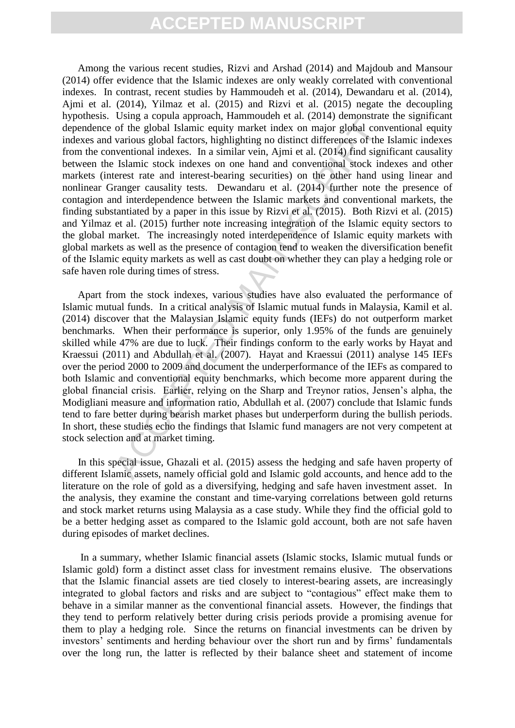Among the various recent studies, Rizvi and Arshad (2014) and Majdoub and Mansour (2014) offer evidence that the Islamic indexes are only weakly correlated with conventional indexes. In contrast, recent studies by Hammoudeh et al. (2014), Dewandaru et al. (2014), Ajmi et al. (2014), Yilmaz et al. (2015) and Rizvi et al. (2015) negate the decoupling hypothesis. Using a copula approach, Hammoudeh et al. (2014) demonstrate the significant dependence of the global Islamic equity market index on major global conventional equity indexes and various global factors, highlighting no distinct differences of the Islamic indexes from the conventional indexes. In a similar vein, Ajmi et al. (2014) find significant causality between the Islamic stock indexes on one hand and conventional stock indexes and other markets (interest rate and interest-bearing securities) on the other hand using linear and nonlinear Granger causality tests. Dewandaru et al. (2014) further note the presence of contagion and interdependence between the Islamic markets and conventional markets, the finding substantiated by a paper in this issue by Rizvi et al. (2015). Both Rizvi et al. (2015) and Yilmaz et al. (2015) further note increasing integration of the Islamic equity sectors to the global market. The increasingly noted interdependence of Islamic equity markets with global markets as well as the presence of contagion tend to weaken the diversification benefit of the Islamic equity markets as well as cast doubt on whether they can play a hedging role or safe haven role during times of stress.

Apart from the stock indexes, various studies have also evaluated the performance of Islamic mutual funds. In a critical analysis of Islamic mutual funds in Malaysia, Kamil et al. (2014) discover that the Malaysian Islamic equity funds (IEFs) do not outperform market benchmarks. When their performance is superior, only 1.95% of the funds are genuinely skilled while 47% are due to luck. Their findings conform to the early works by Hayat and Kraessui (2011) and Abdullah et al. (2007). Hayat and Kraessui (2011) analyse 145 IEFs over the period 2000 to 2009 and document the underperformance of the IEFs as compared to both Islamic and conventional equity benchmarks, which become more apparent during the global financial crisis. Earlier, relying on the Sharp and Treynor ratios, Jensen's alpha, the Modigliani measure and information ratio, Abdullah et al. (2007) conclude that Islamic funds tend to fare better during bearish market phases but underperform during the bullish periods. In short, these studies echo the findings that Islamic fund managers are not very competent at stock selection and at market timing.

In this special issue, Ghazali et al. (2015) assess the hedging and safe haven property of different Islamic assets, namely official gold and Islamic gold accounts, and hence add to the literature on the role of gold as a diversifying, hedging and safe haven investment asset. In the analysis, they examine the constant and time-varying correlations between gold returns and stock market returns using Malaysia as a case study. While they find the official gold to be a better hedging asset as compared to the Islamic gold account, both are not safe haven during episodes of market declines.

In a summary, whether Islamic financial assets (Islamic stocks, Islamic mutual funds or Islamic gold) form a distinct asset class for investment remains elusive. The observations that the Islamic financial assets are tied closely to interest-bearing assets, are increasingly integrated to global factors and risks and are subject to "contagious" effect make them to behave in a similar manner as the conventional financial assets. However, the findings that they tend to perform relatively better during crisis periods provide a promising avenue for them to play a hedging role. Since the returns on financial investments can be driven by investors' sentiments and herding behaviour over the short run and by firms' fundamentals over the long run, the latter is reflected by their balance sheet and statement of income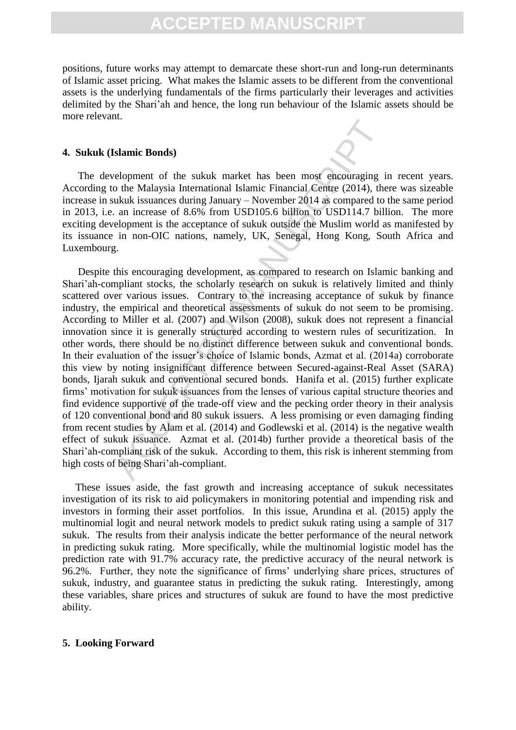positions, future works may attempt to demarcate these short-run and long-run determinants of Islamic asset pricing. What makes the Islamic assets to be different from the conventional assets is the underlying fundamentals of the firms particularly their leverages and activities delimited by the Shari'ah and hence, the long run behaviour of the Islamic assets should be more relevant.

## 4. Sukuk (Islamic Bonds)

The development of the sukuk market has been most encouraging in recent years. According to the Malaysia International Islamic Financial Centre (2014), there was sizeable increase in sukuk issuances during January – November 2014 as compared to the same period in 2013, i.e. an increase of 8.6% from USD105.6 billion to USD114.7 billion. The more exciting development is the acceptance of sukuk outside the Muslim world as manifested by its issuance in non-OIC nations, namely, UK, Senegal, Hong Kong, South Africa and Luxembourg.

Despite this encouraging development, as compared to research on Islamic banking and Shari'ah-compliant stocks, the scholarly research on sukuk is relatively limited and thinly scattered over various issues. Contrary to the increasing acceptance of sukuk by finance industry, the empirical and theoretical assessments of sukuk do not seem to be promising. According to Miller et al. (2007) and Wilson (2008), sukuk does not represent a financial innovation since it is generally structured according to western rules of securitization. In other words, there should be no distinct difference between sukuk and conventional bonds. In their evaluation of the issuer's choice of Islamic bonds, Azmat et al. (2014a) corroborate this view by noting insignificant difference between Secured-against-Real Asset (SARA) bonds, Ijarah sukuk and conventional secured bonds. Hanifa et al. (2015) further explicate firms' motivation for sukuk issuances from the lenses of various capital structure theories and find evidence supportive of the trade-off view and the pecking order theory in their analysis of 120 conventional bond and 80 sukuk issuers. A less promising or even damaging finding from recent studies by Alam et al. (2014) and Godlewski et al. (2014) is the negative wealth effect of sukuk issuance. Azmat et al. (2014b) further provide a theoretical basis of the Shari'ah-compliant risk of the sukuk. According to them, this risk is inherent stemming from high costs of being Shari'ah-compliant.

These issues aside, the fast growth and increasing acceptance of sukuk necessitates investigation of its risk to aid policymakers in monitoring potential and impending risk and investors in forming their asset portfolios. In this issue, Arundina et al. (2015) apply the multinomial logit and neural network models to predict sukuk rating using a sample of 317 sukuk. The results from their analysis indicate the better performance of the neural network in predicting sukuk rating. More specifically, while the multinomial logistic model has the prediction rate with 91.7% accuracy rate, the predictive accuracy of the neural network is 96.2%. Further, they note the significance of firms' underlying share prices, structures of sukuk, industry, and guarantee status in predicting the sukuk rating. Interestingly, among these variables, share prices and structures of sukuk are found to have the most predictive ability.

## 5. Looking Forward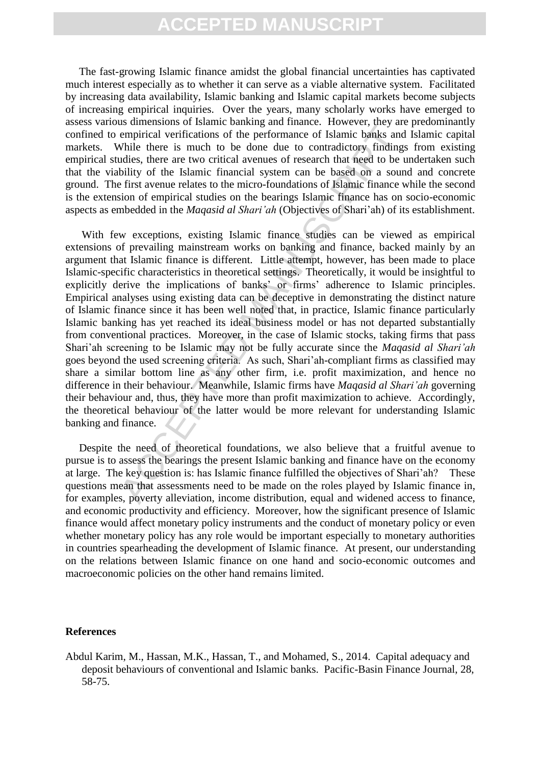The fast-growing Islamic finance amidst the global financial uncertainties has captivated much interest especially as to whether it can serve as a viable alternative system. Facilitated by increasing data availability, Islamic banking and Islamic capital markets become subjects of increasing empirical inquiries. Over the years, many scholarly works have emerged to assess various dimensions of Islamic banking and finance. However, they are predominantly confined to empirical verifications of the performance of Islamic banks and Islamic capital markets. While there is much to be done due to contradictory findings from existing empirical studies, there are two critical avenues of research that need to be undertaken such that the viability of the Islamic financial system can be based on a sound and concrete ground. The first avenue relates to the micro-foundations of Islamic finance while the second is the extension of empirical studies on the bearings Islamic finance has on socio-economic aspects as embedded in the *Maqasid al Shari'ah* (Objectives of Shari'ah) of its establishment.

With few exceptions, existing Islamic finance studies can be viewed as empirical extensions of prevailing mainstream works on banking and finance, backed mainly by an argument that Islamic finance is different. Little attempt, however, has been made to place Islamic-specific characteristics in theoretical settings. Theoretically, it would be insightful to explicitly derive the implications of banks' or firms' adherence to Islamic principles. Empirical analyses using existing data can be deceptive in demonstrating the distinct nature of Islamic finance since it has been well noted that, in practice, Islamic finance particularly Islamic banking has yet reached its ideal business model or has not departed substantially from conventional practices. Moreover, in the case of Islamic stocks, taking firms that pass Shari'ah screening to be Islamic may not be fully accurate since the *Maqasid al Shari'ah* goes beyond the used screening criteria. As such, Shari'ah-compliant firms as classified may share a similar bottom line as any other firm, i.e. profit maximization, and hence no difference in their behaviour. Meanwhile, Islamic firms have *Maqasid al Shari'ah* governing their behaviour and, thus, they have more than profit maximization to achieve. Accordingly, the theoretical behaviour of the latter would be more relevant for understanding Islamic banking and finance.

Despite the need of theoretical foundations, we also believe that a fruitful avenue to pursue is to assess the bearings the present Islamic banking and finance have on the economy at large. The key question is: has Islamic finance fulfilled the objectives of Shari'ah? These questions mean that assessments need to be made on the roles played by Islamic finance in, for examples, poverty alleviation, income distribution, equal and widened access to finance, and economic productivity and efficiency. Moreover, how the significant presence of Islamic finance would affect monetary policy instruments and the conduct of monetary policy or even whether monetary policy has any role would be important especially to monetary authorities in countries spearheading the development of Islamic finance. At present, our understanding on the relations between Islamic finance on one hand and socio-economic outcomes and macroeconomic policies on the other hand remains limited.

## References

Abdul Karim, M., Hassan, M.K., Hassan, T., and Mohamed, S., 2014. Capital adequacy and deposit behaviours of conventional and Islamic banks. Pacific-Basin Finance Journal, 28, 58-75.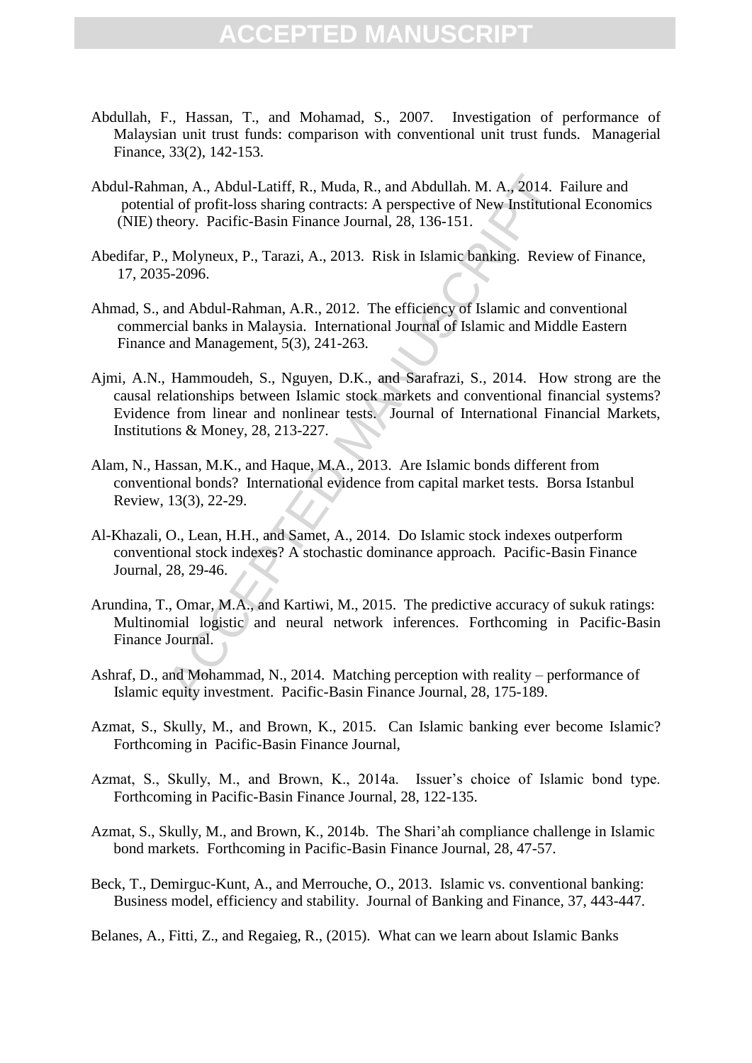Abdullah, F., Hassan, T., and Mohamad, S., 2007. Investigation of performance of Malaysian unit trust funds: comparison with conventional unit trust funds. Managerial Finance, 33(2), 142-153.

Abdul-Rahman, A., Abdul-Latiff, R., Muda, R., and Abdullah. M. A., 2014. Failure and potential of profit-loss sharing contracts: A perspective of New Institutional Economics (NIE) theory. Pacific-Basin Finance Journal, 28, 136-151.

Abedifar, P., Molyneux, P., Tarazi, A., 2013. Risk in Islamic banking. Review of Finance, 17, 2035-2096.

Ahmad, S., and Abdul-Rahman, A.R., 2012. The efficiency of Islamic and conventional commercial banks in Malaysia. International Journal of Islamic and Middle Eastern Finance and Management, 5(3), 241-263.

Ajmi, A.N., Hammoudeh, S., Nguyen, D.K., and Sarafrazi, S., 2014. How strong are the causal relationships between Islamic stock markets and conventional financial systems? Evidence from linear and nonlinear tests. Journal of International Financial Markets, Institutions & Money, 28, 213-227.

Alam, N., Hassan, M.K., and Haque, M.A., 2013. Are Islamic bonds different from conventional bonds? International evidence from capital market tests. Borsa Istanbul Review, 13(3), 22-29.

Al-Khazali, O., Lean, H.H., and Samet, A., 2014. Do Islamic stock indexes outperform conventional stock indexes? A stochastic dominance approach. Pacific-Basin Finance Journal, 28, 29-46.

Arundina, T., Omar, M.A., and Kartiwi, M., 2015. The predictive accuracy of sukuk ratings: Multinomial logistic and neural network inferences. Forthcoming in Pacific-Basin Finance Journal.

Ashraf, D., and Mohammad, N., 2014. Matching perception with reality – performance of Islamic equity investment. Pacific-Basin Finance Journal, 28, 175-189.

Azmat, S., Skully, M., and Brown, K., 2015. Can Islamic banking ever become Islamic? Forthcoming in Pacific-Basin Finance Journal,

Azmat, S., Skully, M., and Brown, K., 2014a. Issuer's choice of Islamic bond type. Forthcoming in Pacific-Basin Finance Journal, 28, 122-135.

Azmat, S., Skully, M., and Brown, K., 2014b. The Shari'ah compliance challenge in Islamic bond markets. Forthcoming in Pacific-Basin Finance Journal, 28, 47-57.

Beck, T., Demirguc-Kunt, A., and Merrouche, O., 2013. Islamic vs. conventional banking: Business model, efficiency and stability. Journal of Banking and Finance, 37, 443-447.

Belanes, A., Fitti, Z., and Regaieg, R., (2015). What can we learn about Islamic Banks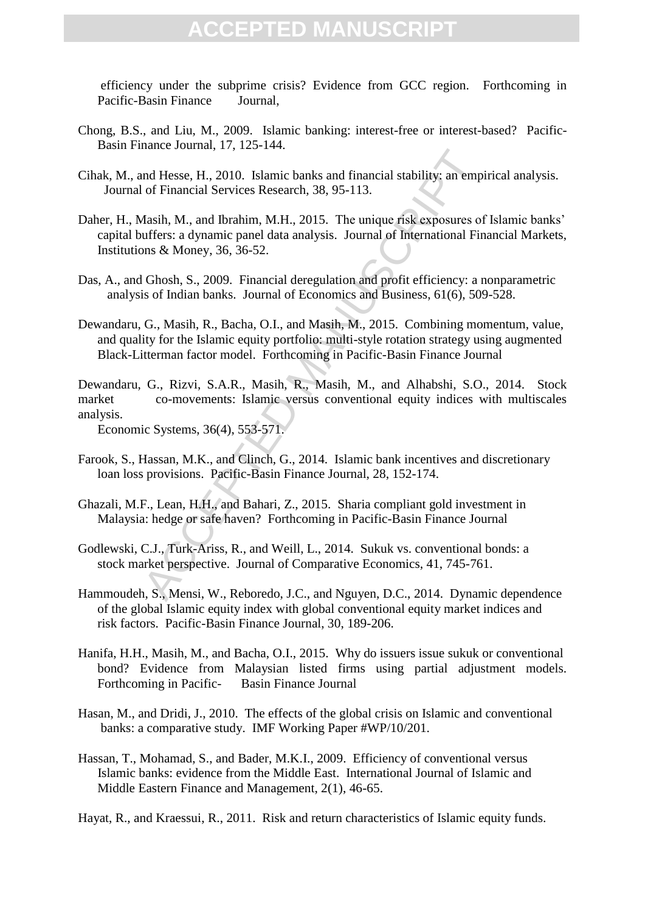efficiency under the subprime crisis? Evidence from GCC region. Forthcoming in Pacific-Basin Finance Journal,

Chong, B.S., and Liu, M., 2009. Islamic banking: interest-free or interest-based? Pacific-Basin Finance Journal, 17, 125-144.

Cihak, M., and Hesse, H., 2010. Islamic banks and financial stability: an empirical analysis. Journal of Financial Services Research, 38, 95-113.

Daher, H., Masih, M., and Ibrahim, M.H., 2015. The unique risk exposures of Islamic banks' capital buffers: a dynamic panel data analysis. Journal of International Financial Markets, Institutions & Money, 36, 36-52.

Das, A., and Ghosh, S., 2009. Financial deregulation and profit efficiency: a nonparametric analysis of Indian banks. Journal of Economics and Business, 61(6), 509-528.

Dewandaru, G., Masih, R., Bacha, O.I., and Masih, M., 2015. Combining momentum, value, and quality for the Islamic equity portfolio: mlti-style rotation strategy using augmented Black-Litterman factor model. Forthcoming in Pacific-Basin Finance Journal

Dewandaru, G., Rizvi, S.A.R., Masih, R., Masih, M., and Alhabshi, S.O., 2014. Stock market co-movements: Islamic versus conventional equity indices with multiscales analysis. Economic Systems, 36(4), 553-571.

Farook, S., Hassan, M.K., and Clinch, G., 2014. Islamic bank incentives and discretionary loan loss provisions. Pacific-Basin Finance Journal, 28, 152-174.

Ghazali, M.F., Lean, H.H., and Bahari, Z., 2015. Sharia compliant gold investment in Malaysia: hedge or safe haven? Forthcoming in Pacific-Basin Finance Journal

Godlewski, C.J., Turk-Ariss, R., and Weill, L., 2014. Sukuk vs. conventional bonds: a stock market perspective. Journal of Comparative Economics, 41, 745-761.

Hammoudeh, S., Mensi, W., Reboredo, J.C., and Nguyen, D.C., 2014. Dynamic dependence of the global Islamic equity index with global conventional equity market indices and risk factors. Pacific-Basin Finance Journal, 30, 189-206.

Hanifa, H.H., Masih, M., and Bacha, O.I., 2015. Why do issuers issue sukuk or conventional bond? Evidence from Malaysian listed firms using partial adjustment models. Forthcoming in Pacific- Basin Finance Journal

Hasan, M., and Dridi, J., 2010. The effects of the global crisis on Islamic and conventional banks: a comparative study. IMF Working Paper #WP/10/201.

Hassan, T., Mohamad, S., and Bader, M.K.I., 2009. Efficiency of conventional versus Islamic banks: evidence from the Middle East. International Journal of Islamic and Middle Eastern Finance and Management, 2(1), 46-65.

Hayat, R., and Kraessui, R., 2011. Risk and return characteristics of Islamic equity funds.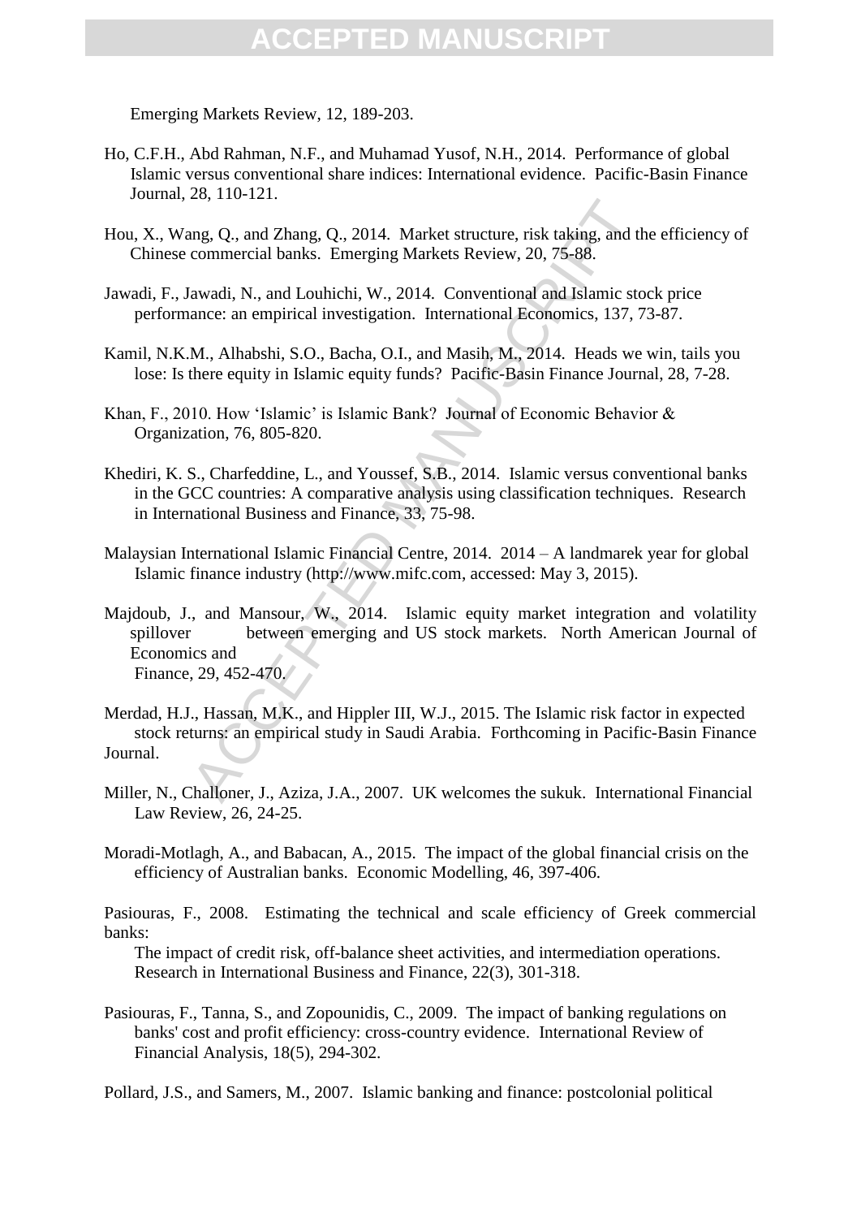Emerging Markets Review, 12, 189-203.

Ho, C.F.H., Abd Rahman, N.F., and Muhamad Yusof, N.H., 2014. Performance of global Islamic versus conventional share indices: International evidence. Pacific-Basin Finance Journal, 28, 110-121.

Hou, X., Wang, Q., and Zhang, Q., 2014. Market structure, risk taking, and the efficiency of Chinese commercial banks. Emerging Markets Review, 20, 75-88.

Jawadi, F., Jawadi, N., and Louhichi, W., 2014. Conventional and Islamic stock price performance: an empirical investigation. International Economics, 137, 73-87.

Kamil, N.K.M., Alhabshi, S.O., Bacha, O.I., and Masih, M., 2014. Heads we win, tails you lose: Is there equity in Islamic equity funds? Pacific-Basin Finance Journal, 28, 7-28.

Khan, F., 2010. How 'Islamic' is Islamic Bank? Journal of Economic Behavior & Organization, 76, 805-820.

Khediri, K. S., Charfeddine, L., and Youssef, S.B., 2014. Islamic versus conventional banks in the GCC countries: A comparative analysis using classification techniques. Research in International Business and Finance, 33, 75-98.

Malaysian International Islamic Financial Centre, 2014. 2014 – A landmarek year for global Islamic finance industry (http://www.mifc.com, accessed: May 3, 2015).

Majdoub, J., and Mansour, W., 2014. Islamic equity market integration and volatility spillover between emerging and US stock markets. North American Journal of Economics and Finance, 29, 452-470.

Merdad, H.J., Hassan, M.K., and Hippler III, W.J., 2015. The Islamic risk factor in expected stock returns: an empirical study in Saudi Arabia. Forthcoming in Pacific-Basin Finance Journal.

Miller, N., Challoner, J., Aziza, J.A., 2007. UK welcomes the sukuk. International Financial Law Review, 26, 24-25.

Moradi-Motlagh, A., and Babacan, A., 2015. The impact of the global financial crisis on the efficiency of Australian banks. Economic Modelling, 46, 397-406.

Pasiouras, F., 2008. Estimating the technical and scale efficiency of Greek commercial banks: The impact of credit risk, off-balance sheet activities, and intermediation operations. Research in International Business and Finance, 22(3), 301-318.

Pasiouras, F., Tanna, S., and Zopounidis, C., 2009. The impact of banking regulations on banks' cost and profit efficiency: cross-country evidence. International Review of Financial Analysis, 18(5), 294-302.

Pollard, J.S., and Samers, M., 2007. Islamic banking and finance: postcolonial political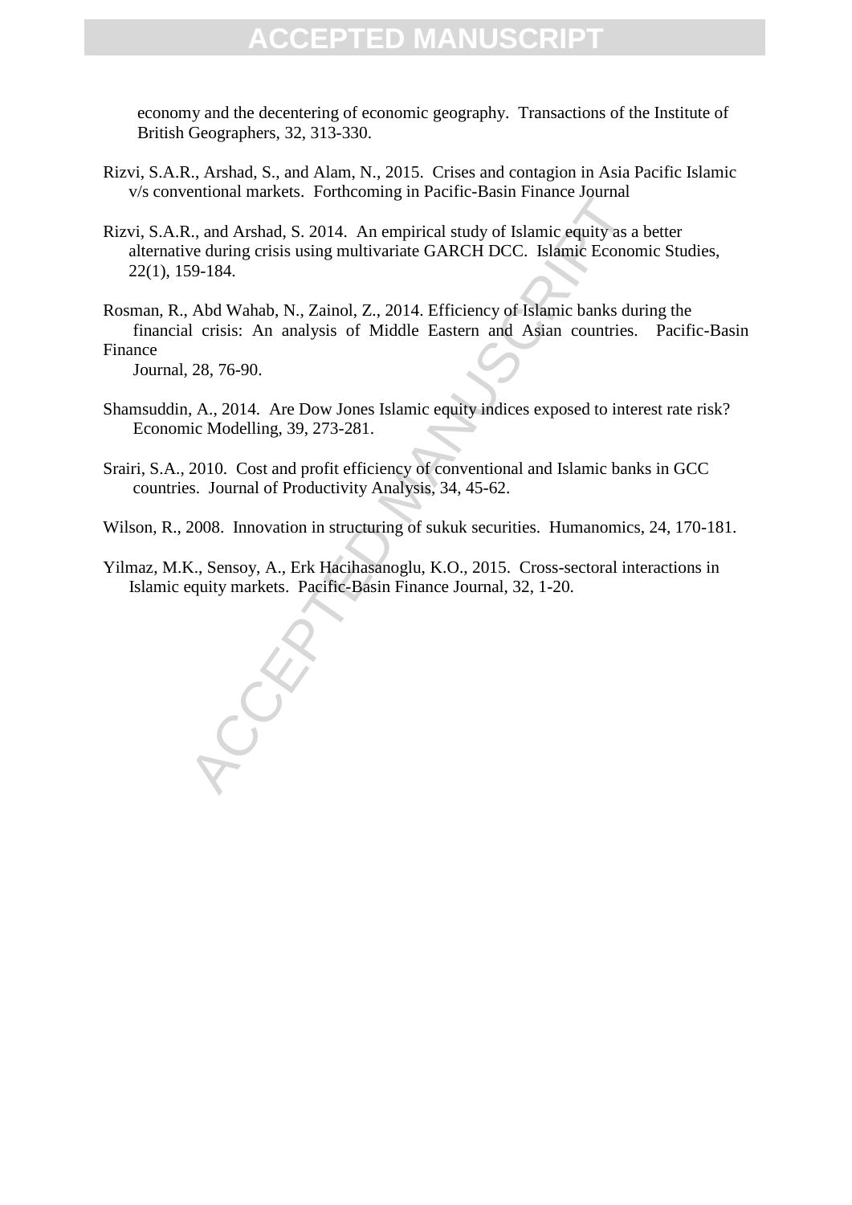economy and the decentering of economic geography. Transactions of the Institute of British Geographers, 32, 313-330.

Rizvi, S.A.R., Arshad, S., and Alam, N., 2015. Crises and contagion in Asia Pacific Islamic v/s conventional markets. Forthcoming in Pacific-Basin Finance Journal

Rizvi, S.A.R., and Arshad, S. 2014. An empirical study of Islamic equity as a better alternative during crisis using multivariate GARCH DCC. Islamic Economic Studies, 22(1), 159-184.

Rosman, R., Abd Wahab, N., Zainol, Z., 2014. Efficiency of Islamic banks during the financial crisis: An analysis of Middle Eastern and Asian countries. Pacific-Basin Finance Journal, 28, 76-90.

Shamsuddin, A., 2014. Are Dow Jones Islamic equity indices exposed to interest rate risk? Economic Modelling, 39, 273-281.

Srairi, S.A., 2010. Cost and profit efficiency of conventional and Islamic banks in GCC countries. Journal of Productivity Analysis, 34, 45-62.

Wilson, R., 2008. Innovation in structuring of sukuk securities. Humanomics, 24, 170-181.

Yilmaz, M.K., Sensoy, A., Erk Hacihasanoglu, K.O., 2015. Cross-sectoral interactions in Islamic equity markets. Pacific-Basin Finance Journal, 32, 1-20.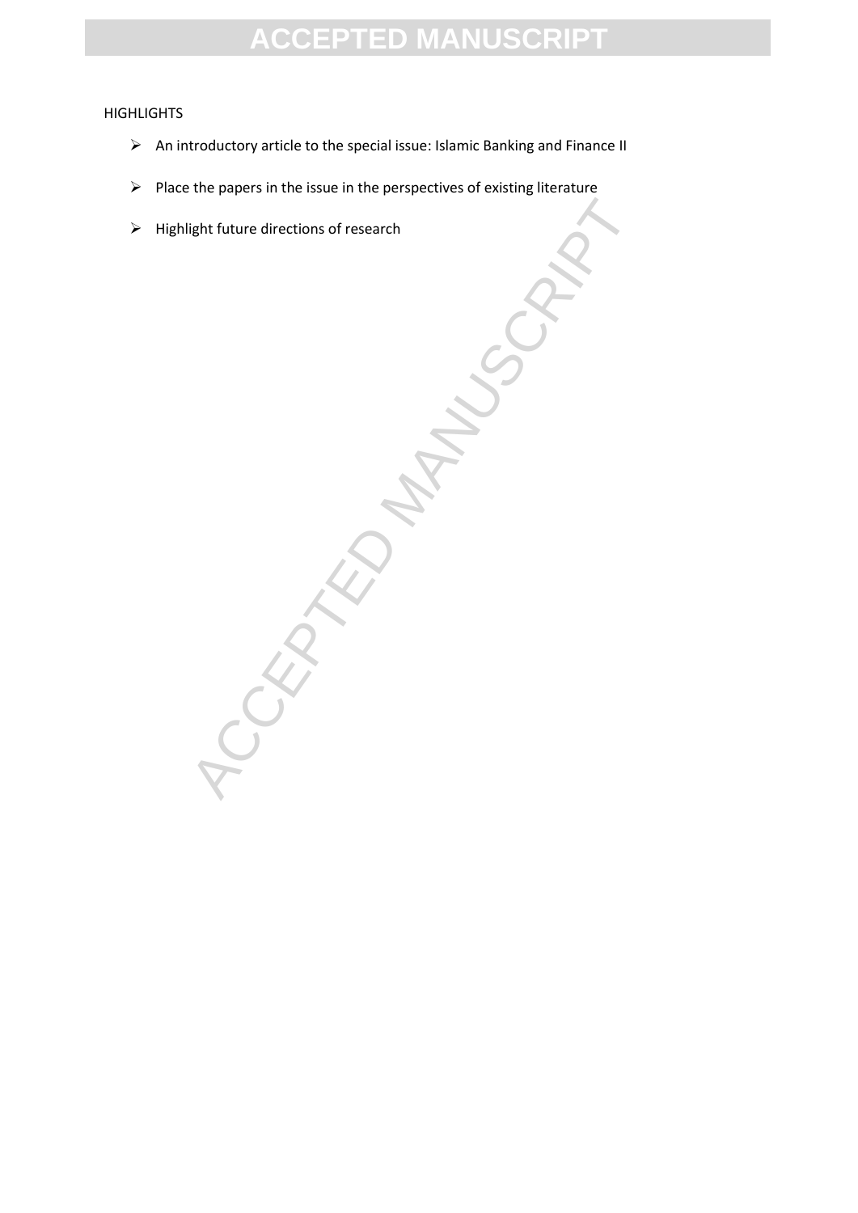HIGHLIGHTS

- An introductory article to the special issue: Islamic Banking and Finance II
- Place the papers in the issue in the perspectives of existing literature
- Highlight future directions of research